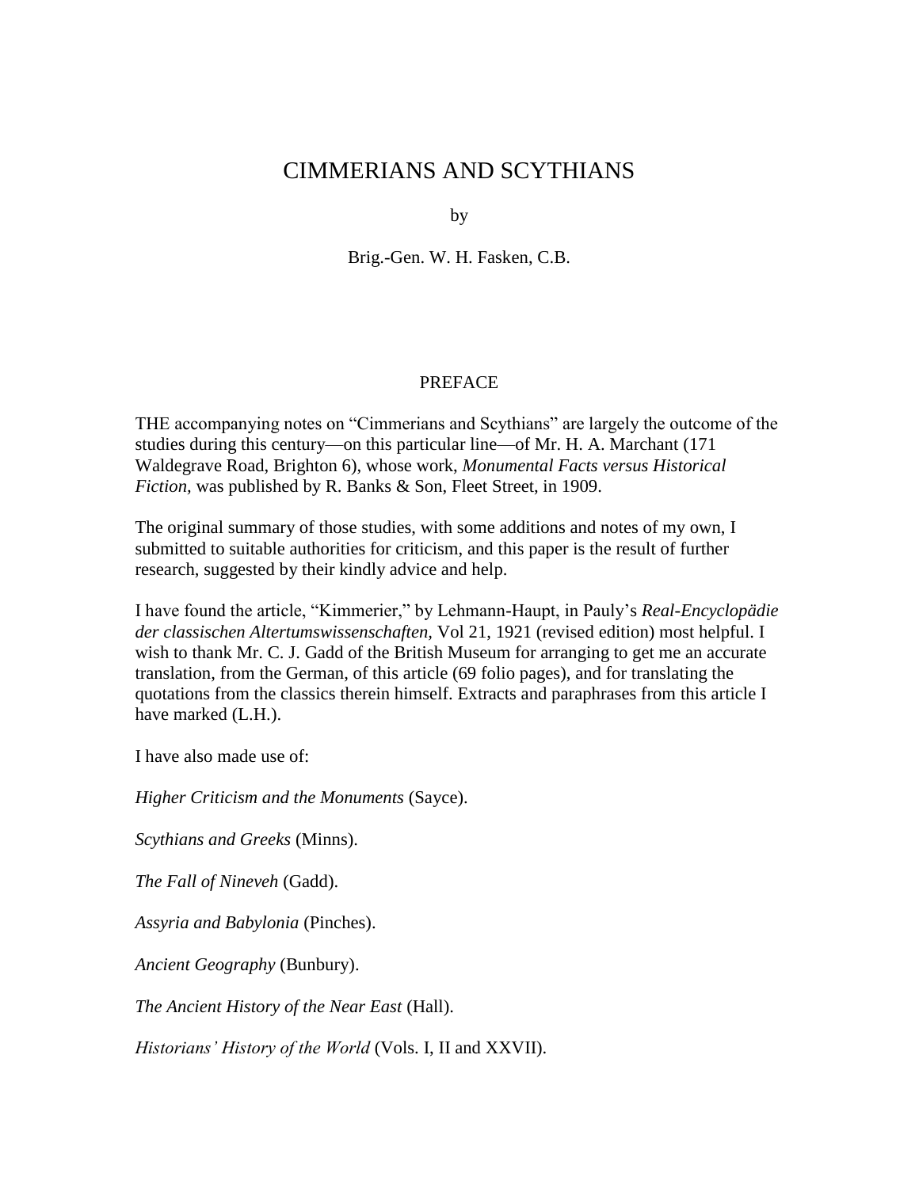# CIMMERIANS AND SCYTHIANS

by

Brig.-Gen. W. H. Fasken, C.B.

## PREFACE

THE accompanying notes on "Cimmerians and Scythians" are largely the outcome of the studies during this century—on this particular line—of Mr. H. A. Marchant (171 Waldegrave Road, Brighton 6), whose work, *Monumental Facts versus Historical Fiction,* was published by R. Banks & Son, Fleet Street, in 1909.

The original summary of those studies, with some additions and notes of my own, I submitted to suitable authorities for criticism, and this paper is the result of further research, suggested by their kindly advice and help.

I have found the article, "Kimmerier," by Lehmann-Haupt, in Pauly's *Real-Encyclopädie der classischen Altertumswissenschaften,* Vol 21, 1921 (revised edition) most helpful. I wish to thank Mr. C. J. Gadd of the British Museum for arranging to get me an accurate translation, from the German, of this article (69 folio pages), and for translating the quotations from the classics therein himself. Extracts and paraphrases from this article I have marked (L.H.).

I have also made use of:

*Higher Criticism and the Monuments* (Sayce).

*Scythians and Greeks* (Minns).

*The Fall of Nineveh* (Gadd).

*Assyria and Babylonia* (Pinches).

*Ancient Geography* (Bunbury).

*The Ancient History of the Near East* (Hall).

*Historians' History of the World* (Vols. I, II and XXVII).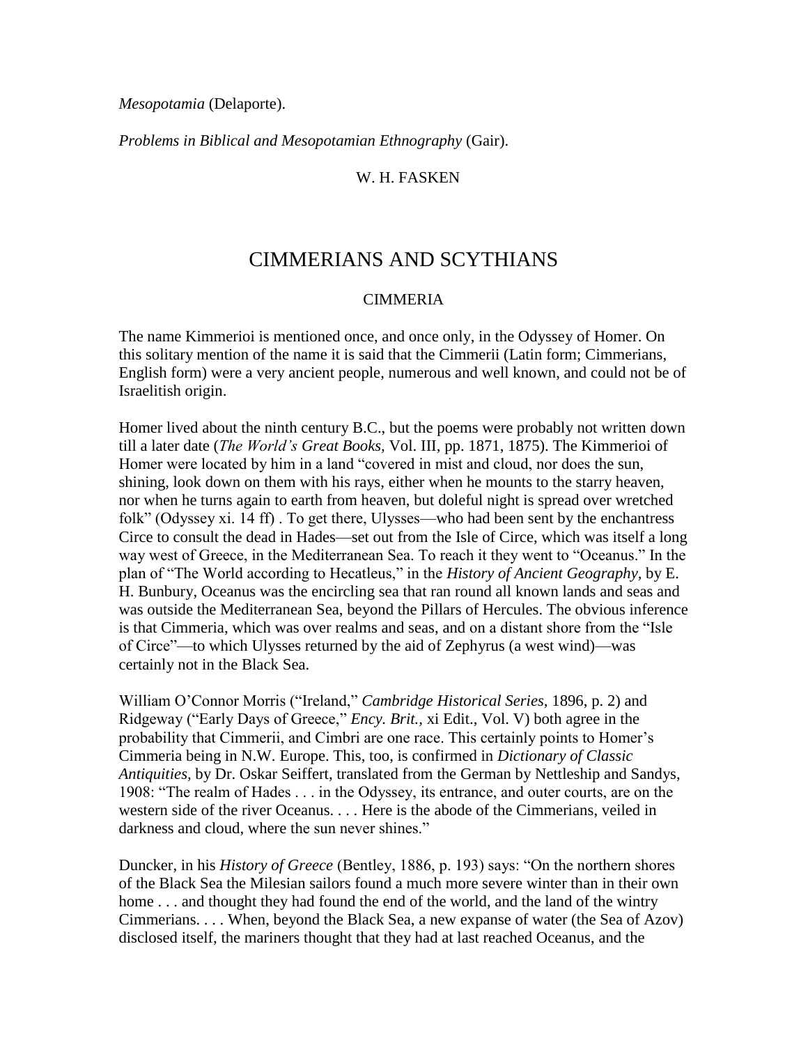*Mesopotamia* (Delaporte).

*Problems in Biblical and Mesopotamian Ethnography* (Gair).

W. H. FASKEN

# CIMMERIANS AND SCYTHIANS

## CIMMERIA

The name Kimmerioi is mentioned once, and once only, in the Odyssey of Homer. On this solitary mention of the name it is said that the Cimmerii (Latin form; Cimmerians, English form) were a very ancient people, numerous and well known, and could not be of Israelitish origin.

Homer lived about the ninth century B.C., but the poems were probably not written down till a later date (*The World's Great Books,* Vol. III, pp. 1871, 1875). The Kimmerioi of Homer were located by him in a land "covered in mist and cloud, nor does the sun, shining, look down on them with his rays, either when he mounts to the starry heaven, nor when he turns again to earth from heaven, but doleful night is spread over wretched folk" (Odyssey xi. 14 ff) . To get there, Ulysses—who had been sent by the enchantress Circe to consult the dead in Hades—set out from the Isle of Circe, which was itself a long way west of Greece, in the Mediterranean Sea. To reach it they went to "Oceanus." In the plan of "The World according to Hecatleus," in the *History of Ancient Geography,* by E. H. Bunbury, Oceanus was the encircling sea that ran round all known lands and seas and was outside the Mediterranean Sea, beyond the Pillars of Hercules. The obvious inference is that Cimmeria, which was over realms and seas, and on a distant shore from the "Isle of Circe"—to which Ulysses returned by the aid of Zephyrus (a west wind)—was certainly not in the Black Sea.

William O'Connor Morris ("Ireland," *Cambridge Historical Series,* 1896, p. 2) and Ridgeway ("Early Days of Greece," *Ency. Brit.,* xi Edit., Vol. V) both agree in the probability that Cimmerii, and Cimbri are one race. This certainly points to Homer's Cimmeria being in N.W. Europe. This, too, is confirmed in *Dictionary of Classic Antiquities,* by Dr. Oskar Seiffert, translated from the German by Nettleship and Sandys, 1908: "The realm of Hades . . . in the Odyssey, its entrance, and outer courts, are on the western side of the river Oceanus. . . . Here is the abode of the Cimmerians, veiled in darkness and cloud, where the sun never shines."

Duncker, in his *History of Greece* (Bentley, 1886, p. 193) says: "On the northern shores of the Black Sea the Milesian sailors found a much more severe winter than in their own home . . . and thought they had found the end of the world, and the land of the wintry Cimmerians. . . . When, beyond the Black Sea, a new expanse of water (the Sea of Azov) disclosed itself, the mariners thought that they had at last reached Oceanus, and the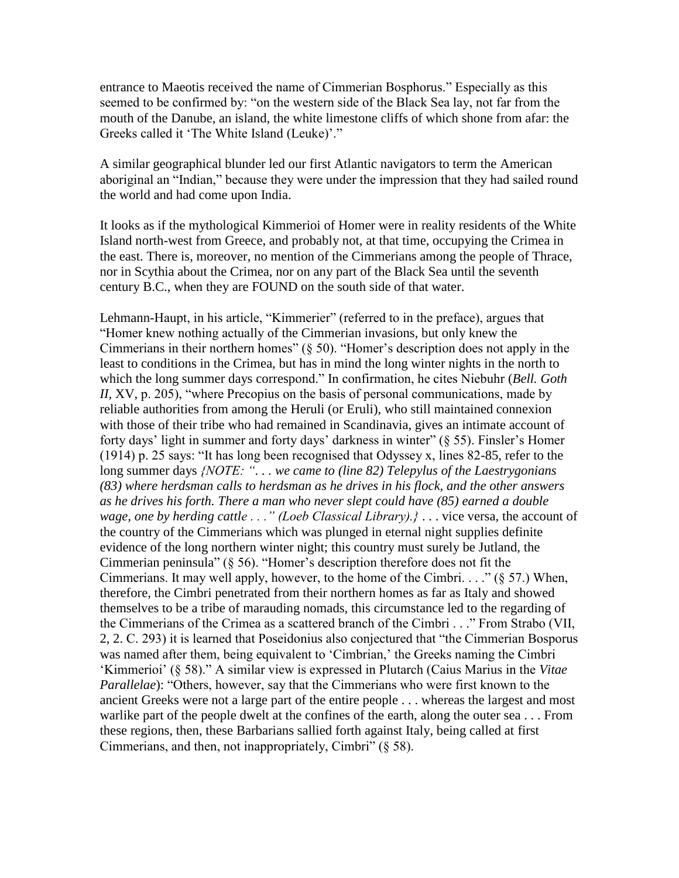entrance to Maeotis received the name of Cimmerian Bosphorus." Especially as this seemed to be confirmed by: "on the western side of the Black Sea lay, not far from the mouth of the Danube, an island, the white limestone cliffs of which shone from afar: the Greeks called it 'The White Island (Leuke)'."

A similar geographical blunder led our first Atlantic navigators to term the American aboriginal an "Indian," because they were under the impression that they had sailed round the world and had come upon India.

It looks as if the mythological Kimmerioi of Homer were in reality residents of the White Island north-west from Greece, and probably not, at that time, occupying the Crimea in the east. There is, moreover, no mention of the Cimmerians among the people of Thrace, nor in Scythia about the Crimea, nor on any part of the Black Sea until the seventh century B.C., when they are FOUND on the south side of that water.

Lehmann-Haupt, in his article, "Kimmerier" (referred to in the preface), argues that "Homer knew nothing actually of the Cimmerian invasions, but only knew the Cimmerians in their northern homes" (§ 50). "Homer's description does not apply in the least to conditions in the Crimea, but has in mind the long winter nights in the north to which the long summer days correspond." In confirmation, he cites Niebuhr (*Bell. Goth II,* XV, p. 205), "where Precopius on the basis of personal communications, made by reliable authorities from among the Heruli (or Eruli), who still maintained connexion with those of their tribe who had remained in Scandinavia, gives an intimate account of forty days' light in summer and forty days' darkness in winter" (§ 55). Finsler's Homer (1914) p. 25 says: "It has long been recognised that Odyssey x, lines 82-85, refer to the long summer days *{NOTE: ". . . we came to (line 82) Telepylus of the Laestrygonians (83) where herdsman calls to herdsman as he drives in his flock, and the other answers as he drives his forth. There a man who never slept could have (85) earned a double wage, one by herding cattle . . ." (Loeb Classical Library).}* . . . vice versa, the account of the country of the Cimmerians which was plunged in eternal night supplies definite evidence of the long northern winter night; this country must surely be Jutland, the Cimmerian peninsula" (§ 56). "Homer's description therefore does not fit the Cimmerians. It may well apply, however, to the home of the Cimbri. . . ." (§ 57.) When, therefore, the Cimbri penetrated from their northern homes as far as Italy and showed themselves to be a tribe of marauding nomads, this circumstance led to the regarding of the Cimmerians of the Crimea as a scattered branch of the Cimbri . . ." From Strabo (VII, 2, 2. C. 293) it is learned that Poseidonius also conjectured that "the Cimmerian Bosporus was named after them, being equivalent to 'Cimbrian,' the Greeks naming the Cimbri 'Kimmerioi' (§ 58)." A similar view is expressed in Plutarch (Caius Marius in the *Vitae Parallelae*): "Others, however, say that the Cimmerians who were first known to the ancient Greeks were not a large part of the entire people . . . whereas the largest and most warlike part of the people dwelt at the confines of the earth, along the outer sea . . . From these regions, then, these Barbarians sallied forth against Italy, being called at first Cimmerians, and then, not inappropriately, Cimbri" (§ 58).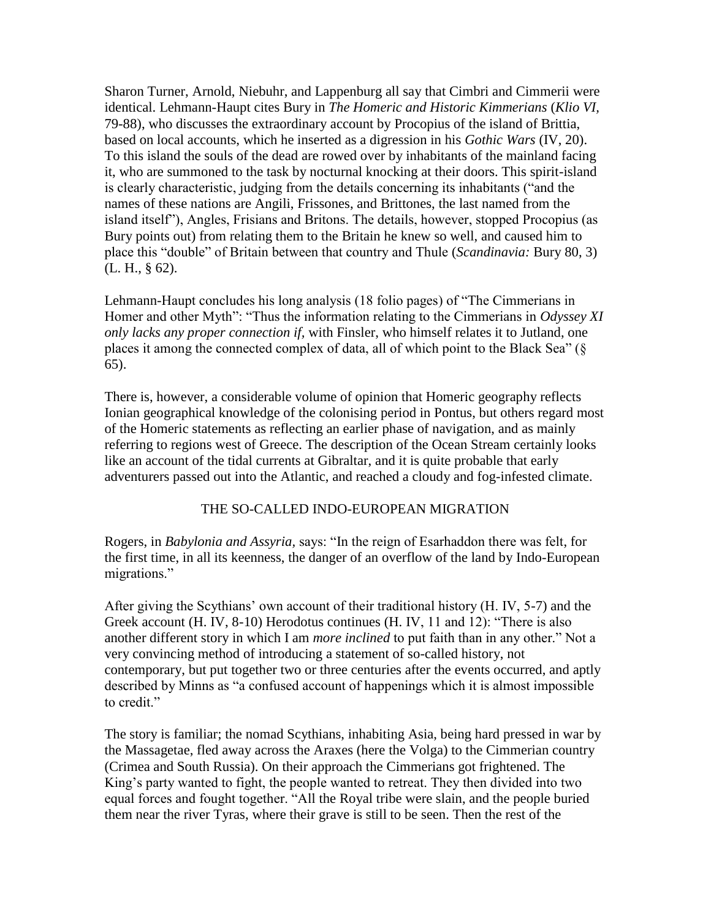Sharon Turner, Arnold, Niebuhr, and Lappenburg all say that Cimbri and Cimmerii were identical. Lehmann-Haupt cites Bury in *The Homeric and Historic Kimmerians* (*Klio VI,* 79-88), who discusses the extraordinary account by Procopius of the island of Brittia, based on local accounts, which he inserted as a digression in his *Gothic Wars* (IV, 20). To this island the souls of the dead are rowed over by inhabitants of the mainland facing it, who are summoned to the task by nocturnal knocking at their doors. This spirit-island is clearly characteristic, judging from the details concerning its inhabitants ("and the names of these nations are Angili, Frissones, and Brittones, the last named from the island itself"), Angles, Frisians and Britons. The details, however, stopped Procopius (as Bury points out) from relating them to the Britain he knew so well, and caused him to place this "double" of Britain between that country and Thule (*Scandinavia:* Bury 80, 3) (L. H., § 62).

Lehmann-Haupt concludes his long analysis (18 folio pages) of "The Cimmerians in Homer and other Myth": "Thus the information relating to the Cimmerians in *Odyssey XI only lacks any proper connection if,* with Finsler, who himself relates it to Jutland, one places it among the connected complex of data, all of which point to the Black Sea" (§ 65).

There is, however, a considerable volume of opinion that Homeric geography reflects Ionian geographical knowledge of the colonising period in Pontus, but others regard most of the Homeric statements as reflecting an earlier phase of navigation, and as mainly referring to regions west of Greece. The description of the Ocean Stream certainly looks like an account of the tidal currents at Gibraltar, and it is quite probable that early adventurers passed out into the Atlantic, and reached a cloudy and fog-infested climate.

## THE SO-CALLED INDO-EUROPEAN MIGRATION

Rogers, in *Babylonia and Assyria,* says: "In the reign of Esarhaddon there was felt, for the first time, in all its keenness, the danger of an overflow of the land by Indo-European migrations."

After giving the Scythians' own account of their traditional history (H. IV, 5-7) and the Greek account (H. IV, 8-10) Herodotus continues (H. IV, 11 and 12): "There is also another different story in which I am *more inclined* to put faith than in any other." Not a very convincing method of introducing a statement of so-called history, not contemporary, but put together two or three centuries after the events occurred, and aptly described by Minns as "a confused account of happenings which it is almost impossible to credit."

The story is familiar; the nomad Scythians, inhabiting Asia, being hard pressed in war by the Massagetae, fled away across the Araxes (here the Volga) to the Cimmerian country (Crimea and South Russia). On their approach the Cimmerians got frightened. The King's party wanted to fight, the people wanted to retreat. They then divided into two equal forces and fought together. "All the Royal tribe were slain, and the people buried them near the river Tyras, where their grave is still to be seen. Then the rest of the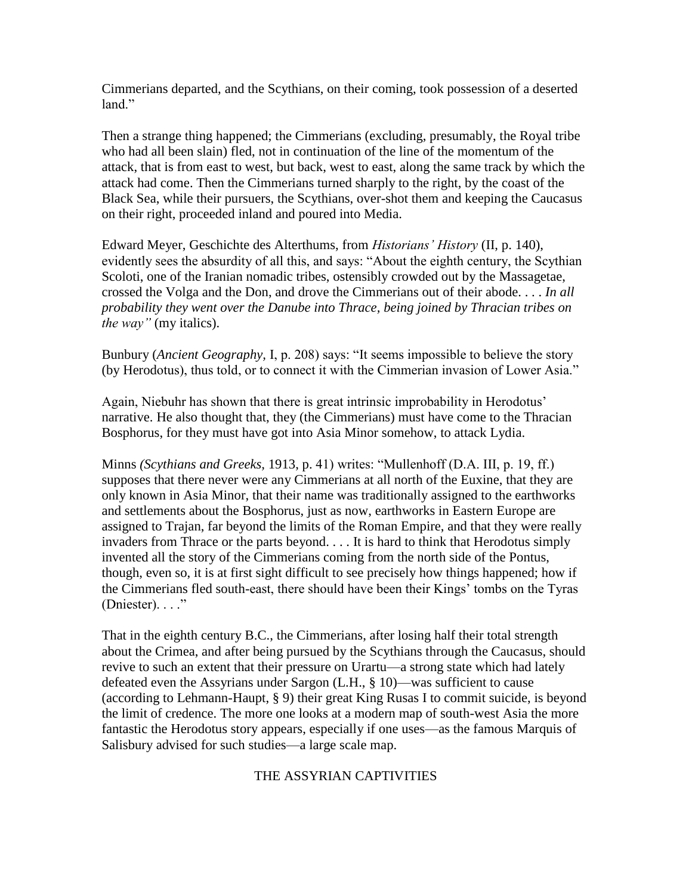Cimmerians departed, and the Scythians, on their coming, took possession of a deserted land."

Then a strange thing happened; the Cimmerians (excluding, presumably, the Royal tribe who had all been slain) fled, not in continuation of the line of the momentum of the attack, that is from east to west, but back, west to east, along the same track by which the attack had come. Then the Cimmerians turned sharply to the right, by the coast of the Black Sea, while their pursuers, the Scythians, over-shot them and keeping the Caucasus on their right, proceeded inland and poured into Media.

Edward Meyer, Geschichte des Alterthums, from *Historians' History* (II, p. 140), evidently sees the absurdity of all this, and says: "About the eighth century, the Scythian Scoloti, one of the Iranian nomadic tribes, ostensibly crowded out by the Massagetae, crossed the Volga and the Don, and drove the Cimmerians out of their abode. . . . *In all probability they went over the Danube into Thrace, being joined by Thracian tribes on the way"* (my italics).

Bunbury (*Ancient Geography,* I, p. 208) says: "It seems impossible to believe the story (by Herodotus), thus told, or to connect it with the Cimmerian invasion of Lower Asia."

Again, Niebuhr has shown that there is great intrinsic improbability in Herodotus' narrative. He also thought that, they (the Cimmerians) must have come to the Thracian Bosphorus, for they must have got into Asia Minor somehow, to attack Lydia.

Minns *(Scythians and Greeks,* 1913, p. 41) writes: "Mullenhoff (D.A. III, p. 19, ff.) supposes that there never were any Cimmerians at all north of the Euxine, that they are only known in Asia Minor, that their name was traditionally assigned to the earthworks and settlements about the Bosphorus, just as now, earthworks in Eastern Europe are assigned to Trajan, far beyond the limits of the Roman Empire, and that they were really invaders from Thrace or the parts beyond. . . . It is hard to think that Herodotus simply invented all the story of the Cimmerians coming from the north side of the Pontus, though, even so, it is at first sight difficult to see precisely how things happened; how if the Cimmerians fled south-east, there should have been their Kings' tombs on the Tyras (Dniester). . . ."

That in the eighth century B.C., the Cimmerians, after losing half their total strength about the Crimea, and after being pursued by the Scythians through the Caucasus, should revive to such an extent that their pressure on Urartu—a strong state which had lately defeated even the Assyrians under Sargon (L.H., § 10)—was sufficient to cause (according to Lehmann-Haupt, § 9) their great King Rusas I to commit suicide, is beyond the limit of credence. The more one looks at a modern map of south-west Asia the more fantastic the Herodotus story appears, especially if one uses—as the famous Marquis of Salisbury advised for such studies—a large scale map.

## THE ASSYRIAN CAPTIVITIES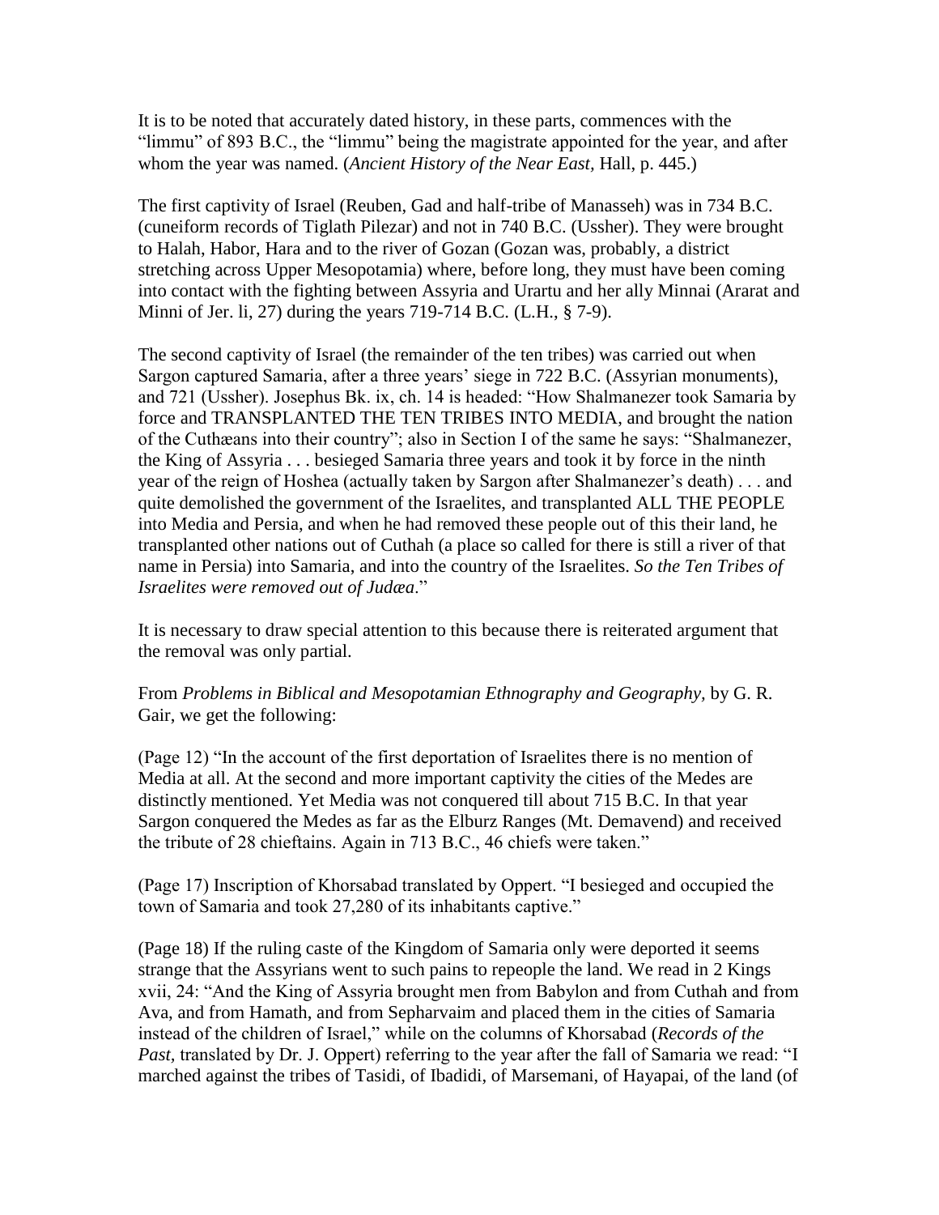It is to be noted that accurately dated history, in these parts, commences with the "limmu" of 893 B.C., the "limmu" being the magistrate appointed for the year, and after whom the year was named. (*Ancient History of the Near East*, Hall, p. 445.)

The first captivity of Israel (Reuben, Gad and half-tribe of Manasseh) was in 734 B.C. (cuneiform records of Tiglath Pilezar) and not in 740 B.C. (Ussher). They were brought to Halah, Habor, Hara and to the river of Gozan (Gozan was, probably, a district stretching across Upper Mesopotamia) where, before long, they must have been coming into contact with the fighting between Assyria and Urartu and her ally Minnai (Ararat and Minni of Jer. li, 27) during the years 719-714 B.C. (L.H., § 7-9).

The second captivity of Israel (the remainder of the ten tribes) was carried out when Sargon captured Samaria, after a three years' siege in 722 B.C. (Assyrian monuments), and 721 (Ussher). Josephus Bk. ix, ch. 14 is headed: "How Shalmanezer took Samaria by force and TRANSPLANTED THE TEN TRIBES INTO MEDIA, and brought the nation of the Cuthæans into their country"; also in Section I of the same he says: "Shalmanezer, the King of Assyria . . . besieged Samaria three years and took it by force in the ninth year of the reign of Hoshea (actually taken by Sargon after Shalmanezer's death) . . . and quite demolished the government of the Israelites, and transplanted ALL THE PEOPLE into Media and Persia, and when he had removed these people out of this their land, he transplanted other nations out of Cuthah (a place so called for there is still a river of that name in Persia) into Samaria, and into the country of the Israelites. *So the Ten Tribes of Israelites were removed out of Judæa*."

It is necessary to draw special attention to this because there is reiterated argument that the removal was only partial.

From *Problems in Biblical and Mesopotamian Ethnography and Geography*, by G. R. Gair, we get the following:

(Page 12) "In the account of the first deportation of Israelites there is no mention of Media at all. At the second and more important captivity the cities of the Medes are distinctly mentioned. Yet Media was not conquered till about 715 B.C. In that year Sargon conquered the Medes as far as the Elburz Ranges (Mt. Demavend) and received the tribute of 28 chieftains. Again in 713 B.C., 46 chiefs were taken."

(Page 17) Inscription of Khorsabad translated by Oppert. "I besieged and occupied the town of Samaria and took 27,280 of its inhabitants captive."

(Page 18) If the ruling caste of the Kingdom of Samaria only were deported it seems strange that the Assyrians went to such pains to repeople the land. We read in 2 Kings xvii, 24: "And the King of Assyria brought men from Babylon and from Cuthah and from Ava, and from Hamath, and from Sepharvaim and placed them in the cities of Samaria instead of the children of Israel," while on the columns of Khorsabad (*Records of the Past,* translated by Dr. J. Oppert) referring to the year after the fall of Samaria we read: "I marched against the tribes of Tasidi, of Ibadidi, of Marsemani, of Hayapai, of the land (of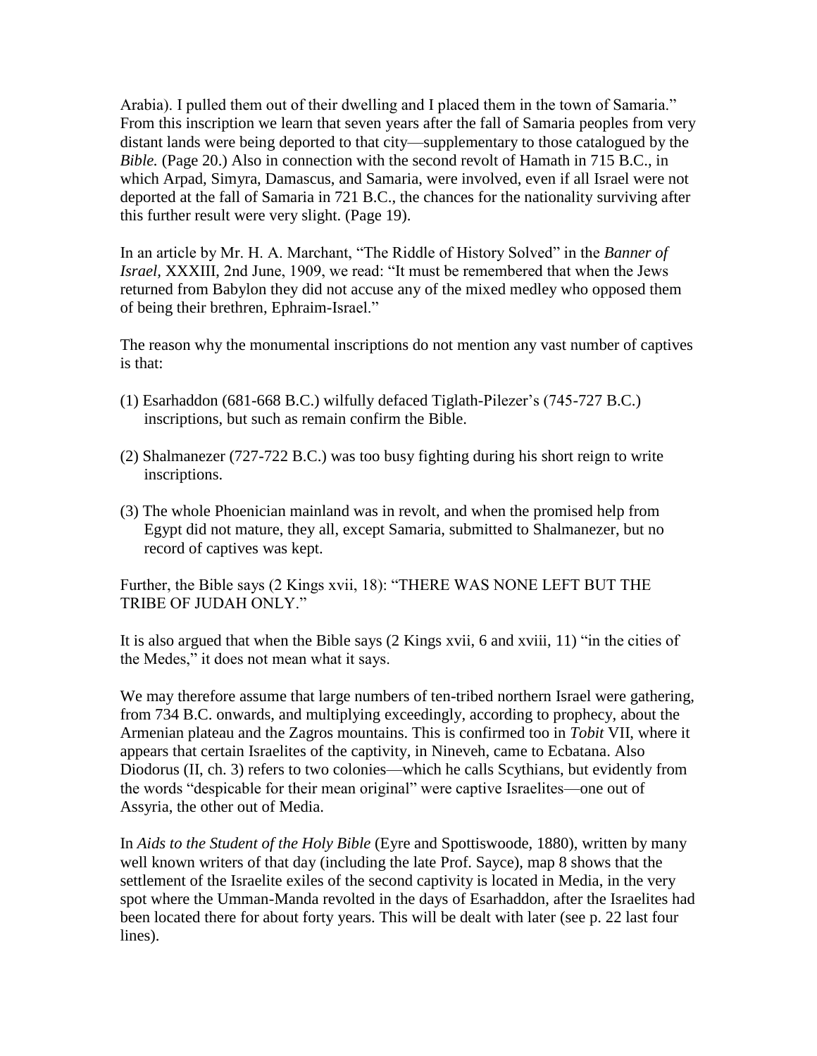Arabia). I pulled them out of their dwelling and I placed them in the town of Samaria." From this inscription we learn that seven years after the fall of Samaria peoples from very distant lands were being deported to that city—supplementary to those catalogued by the *Bible.* (Page 20.) Also in connection with the second revolt of Hamath in 715 B.C., in which Arpad, Simyra, Damascus, and Samaria, were involved, even if all Israel were not deported at the fall of Samaria in 721 B.C., the chances for the nationality surviving after this further result were very slight. (Page 19).

In an article by Mr. H. A. Marchant, "The Riddle of History Solved" in the *Banner of Israel,* XXXIII, 2nd June, 1909, we read: "It must be remembered that when the Jews returned from Babylon they did not accuse any of the mixed medley who opposed them of being their brethren, Ephraim-Israel."

The reason why the monumental inscriptions do not mention any vast number of captives is that:

(1) Esarhaddon (681-668 B.C.) wilfully defaced Tiglath-Pilezer's (745-727 B.C.) inscriptions, but such as remain confirm the Bible.

(2) Shalmanezer (727-722 B.C.) was too busy fighting during his short reign to write inscriptions.

(3) The whole Phoenician mainland was in revolt, and when the promised help from Egypt did not mature, they all, except Samaria, submitted to Shalmanezer, but no record of captives was kept.

Further, the Bible says (2 Kings xvii, 18): "THERE WAS NONE LEFT BUT THE TRIBE OF JUDAH ONLY."

It is also argued that when the Bible says (2 Kings xvii, 6 and xviii, 11) "in the cities of the Medes," it does not mean what it says.

We may therefore assume that large numbers of ten-tribed northern Israel were gathering, from 734 B.C. onwards, and multiplying exceedingly, according to prophecy, about the Armenian plateau and the Zagros mountains. This is confirmed too in *Tobit* VII, where it appears that certain Israelites of the captivity, in Nineveh, came to Ecbatana. Also Diodorus (II, ch. 3) refers to two colonies—which he calls Scythians, but evidently from the words "despicable for their mean original" were captive Israelites—one out of Assyria, the other out of Media.

In *Aids to the Student of the Holy Bible* (Eyre and Spottiswoode, 1880), written by many well known writers of that day (including the late Prof. Sayce), map 8 shows that the settlement of the Israelite exiles of the second captivity is located in Media, in the very spot where the Umman-Manda revolted in the days of Esarhaddon, after the Israelites had been located there for about forty years. This will be dealt with later (see p. 22 last four lines).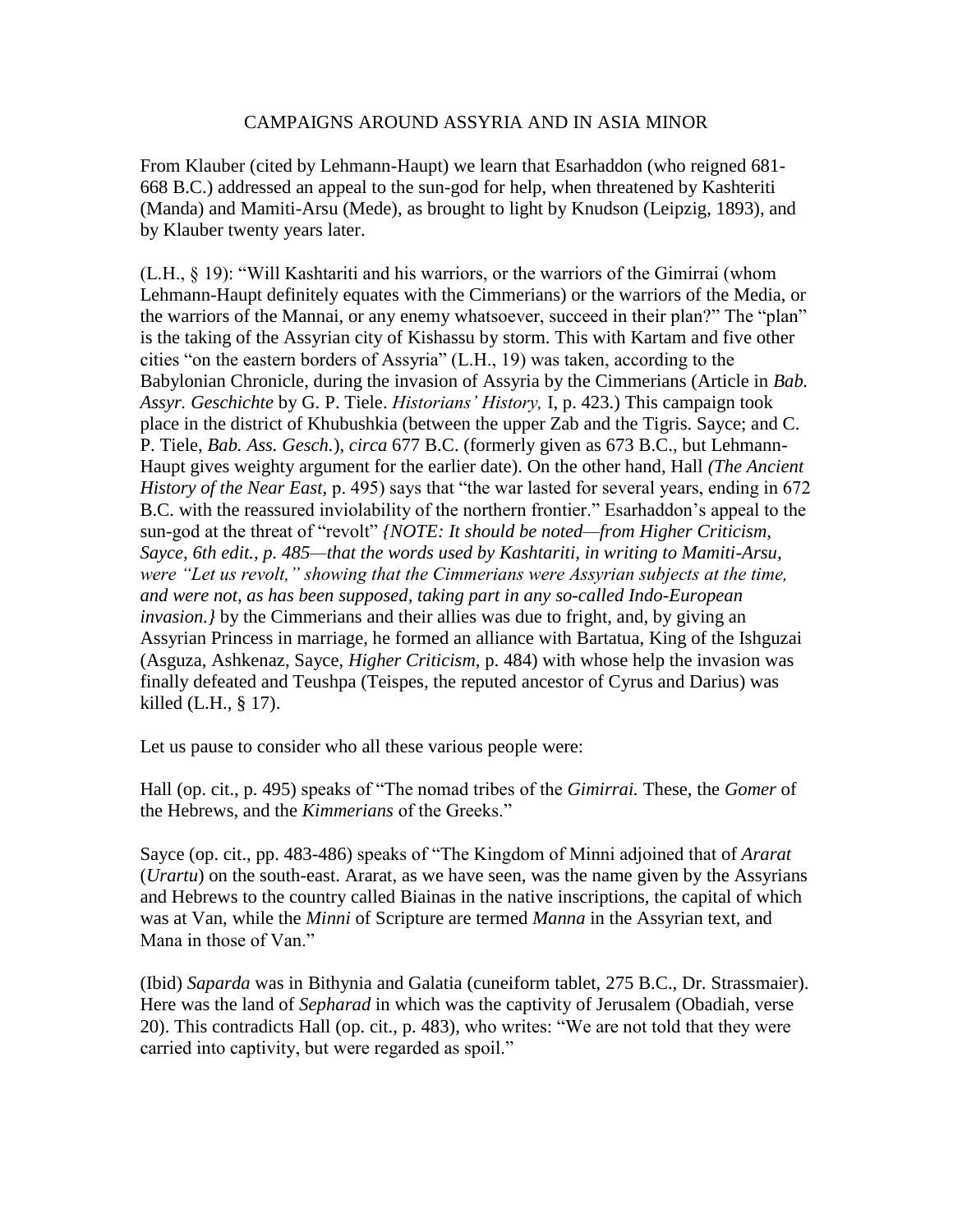# CAMPAIGNS AROUND ASSYRIA AND IN ASIA MINOR

From Klauber (cited by Lehmann-Haupt) we learn that Esarhaddon (who reigned 681-668 B.C.) addressed an appeal to the sun-god for help, when threatened by Kashteriti (Manda) and Mamiti-Arsu (Mede), as brought to light by Knudson (Leipzig, 1893), and by Klauber twenty years later.

(L.H., § 19): "Will Kashtariti and his warriors, or the warriors of the Gimirrai (whom Lehmann-Haupt definitely equates with the Cimmerians) or the warriors of the Media, or the warriors of the Mannai, or any enemy whatsoever, succeed in their plan?" The "plan" is the taking of the Assyrian city of Kishassu by storm. This with Kartam and five other cities "on the eastern borders of Assyria" (L.H., 19) was taken, according to the Babylonian Chronicle, during the invasion of Assyria by the Cimmerians (Article in *Bab. Assyr. Geschichte* by G. P. Tiele. *Historians' History,* I, p. 423.) This campaign took place in the district of Khubushkia (between the upper Zab and the Tigris. Sayce; and C. P. Tiele, *Bab. Ass. Gesch.*), *circa* 677 B.C. (formerly given as 673 B.C., but Lehmann-Haupt gives weighty argument for the earlier date). On the other hand, Hall *(The Ancient History of the Near East,* p. 495) says that "the war lasted for several years, ending in 672 B.C. with the reassured inviolability of the northern frontier." Esarhaddon's appeal to the sun-god at the threat of "revolt" *{NOTE: It should be noted—from Higher Criticism, Sayce, 6th edit., p. 485—that the words used by Kashtariti, in writing to Mamiti-Arsu, were "Let us revolt," showing that the Cimmerians were Assyrian subjects at the time, and were not, as has been supposed, taking part in any so-called Indo-European invasion.}* by the Cimmerians and their allies was due to fright, and, by giving an Assyrian Princess in marriage, he formed an alliance with Bartatua, King of the Ishguzai (Asguza, Ashkenaz, Sayce, *Higher Criticism,* p. 484) with whose help the invasion was finally defeated and Teushpa (Teispes, the reputed ancestor of Cyrus and Darius) was killed (L.H., § 17).

Let us pause to consider who all these various people were:

Hall (op. cit., p. 495) speaks of "The nomad tribes of the *Gimirrai.* These, the *Gomer* of the Hebrews, and the *Kimmerians* of the Greeks."

Sayce (op. cit., pp. 483-486) speaks of "The Kingdom of Minni adjoined that of *Ararat* (*Urartu*) on the south-east. Ararat, as we have seen, was the name given by the Assyrians and Hebrews to the country called Biainas in the native inscriptions, the capital of which was at Van, while the *Minni* of Scripture are termed *Manna* in the Assyrian text, and Mana in those of Van."

(Ibid) *Saparda* was in Bithynia and Galatia (cuneiform tablet, 275 B.C., Dr. Strassmaier). Here was the land of *Sepharad* in which was the captivity of Jerusalem (Obadiah, verse 20). This contradicts Hall (op. cit., p. 483), who writes: "We are not told that they were carried into captivity, but were regarded as spoil."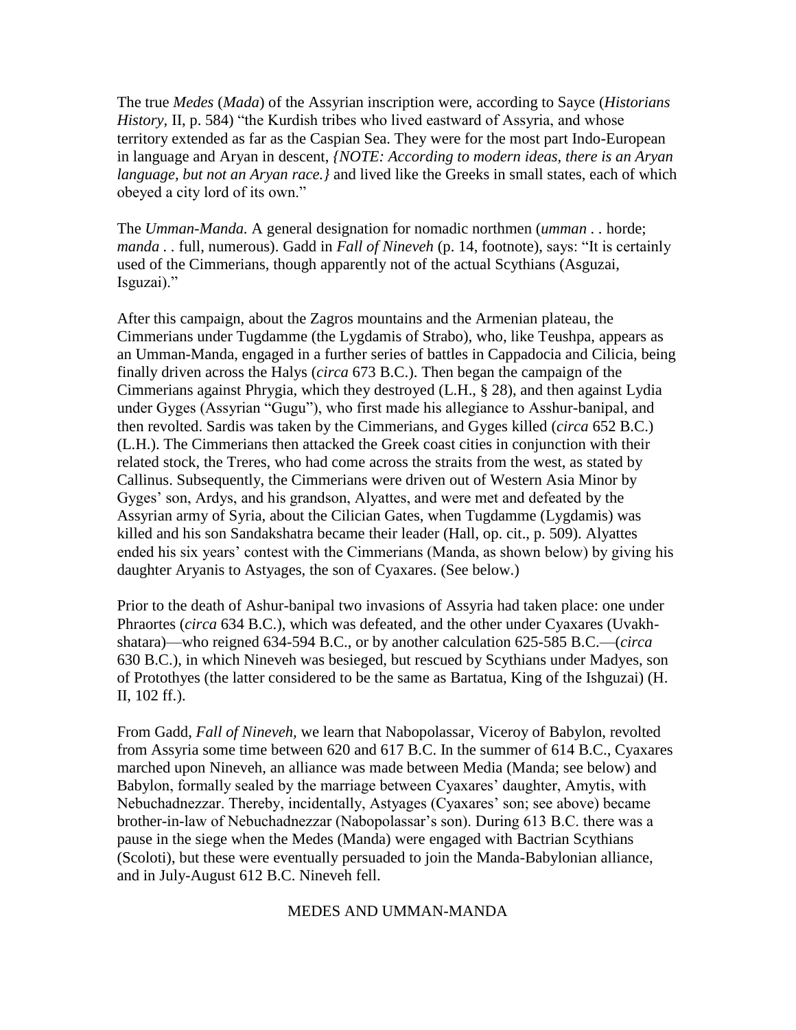The true *Medes* (*Mada*) of the Assyrian inscription were, according to Sayce (*Historians History,* II, p. 584) "the Kurdish tribes who lived eastward of Assyria, and whose territory extended as far as the Caspian Sea. They were for the most part Indo-European in language and Aryan in descent, *{NOTE: According to modern ideas, there is an Aryan language, but not an Aryan race.}* and lived like the Greeks in small states, each of which obeyed a city lord of its own."

The *Umman-Manda.* A general designation for nomadic northmen (*umman* . . horde; *manda* . . full, numerous). Gadd in *Fall of Nineveh* (p. 14, footnote), says: "It is certainly used of the Cimmerians, though apparently not of the actual Scythians (Asguzai, Isguzai)."

After this campaign, about the Zagros mountains and the Armenian plateau, the Cimmerians under Tugdamme (the Lygdamis of Strabo), who, like Teushpa, appears as an Umman-Manda, engaged in a further series of battles in Cappadocia and Cilicia, being finally driven across the Halys (*circa* 673 B.C.). Then began the campaign of the Cimmerians against Phrygia, which they destroyed (L.H., § 28), and then against Lydia under Gyges (Assyrian "Gugu"), who first made his allegiance to Asshur-banipal, and then revolted. Sardis was taken by the Cimmerians, and Gyges killed (*circa* 652 B.C.) (L.H.). The Cimmerians then attacked the Greek coast cities in conjunction with their related stock, the Treres, who had come across the straits from the west, as stated by Callinus. Subsequently, the Cimmerians were driven out of Western Asia Minor by Gyges' son, Ardys, and his grandson, Alyattes, and were met and defeated by the Assyrian army of Syria, about the Cilician Gates, when Tugdamme (Lygdamis) was killed and his son Sandakshatra became their leader (Hall, op. cit., p. 509). Alyattes ended his six years' contest with the Cimmerians (Manda, as shown below) by giving his daughter Aryanis to Astyages, the son of Cyaxares. (See below.)

Prior to the death of Ashur-banipal two invasions of Assyria had taken place: one under Phraortes (*circa* 634 B.C.), which was defeated, and the other under Cyaxares (Uvakh-shatara)—who reigned 634-594 B.C., or by another calculation 625-585 B.C.—(*circa* 630 B.C.), in which Nineveh was besieged, but rescued by Scythians under Madyes, son of Protothyes (the latter considered to be the same as Bartatua, King of the Ishguzai) (H. II, 102 ff.).

From Gadd, *Fall of Nineveh,* we learn that Nabopolassar, Viceroy of Babylon, revolted from Assyria some time between 620 and 617 B.C. In the summer of 614 B.C., Cyaxares marched upon Nineveh, an alliance was made between Media (Manda; see below) and Babylon, formally sealed by the marriage between Cyaxares' daughter, Amytis, with Nebuchadnezzar. Thereby, incidentally, Astyages (Cyaxares' son; see above) became brother-in-law of Nebuchadnezzar (Nabopolassar's son). During 613 B.C. there was a pause in the siege when the Medes (Manda) were engaged with Bactrian Scythians (Scoloti), but these were eventually persuaded to join the Manda-Babylonian alliance, and in July-August 612 B.C. Nineveh fell.

## MEDES AND UMMAN-MANDA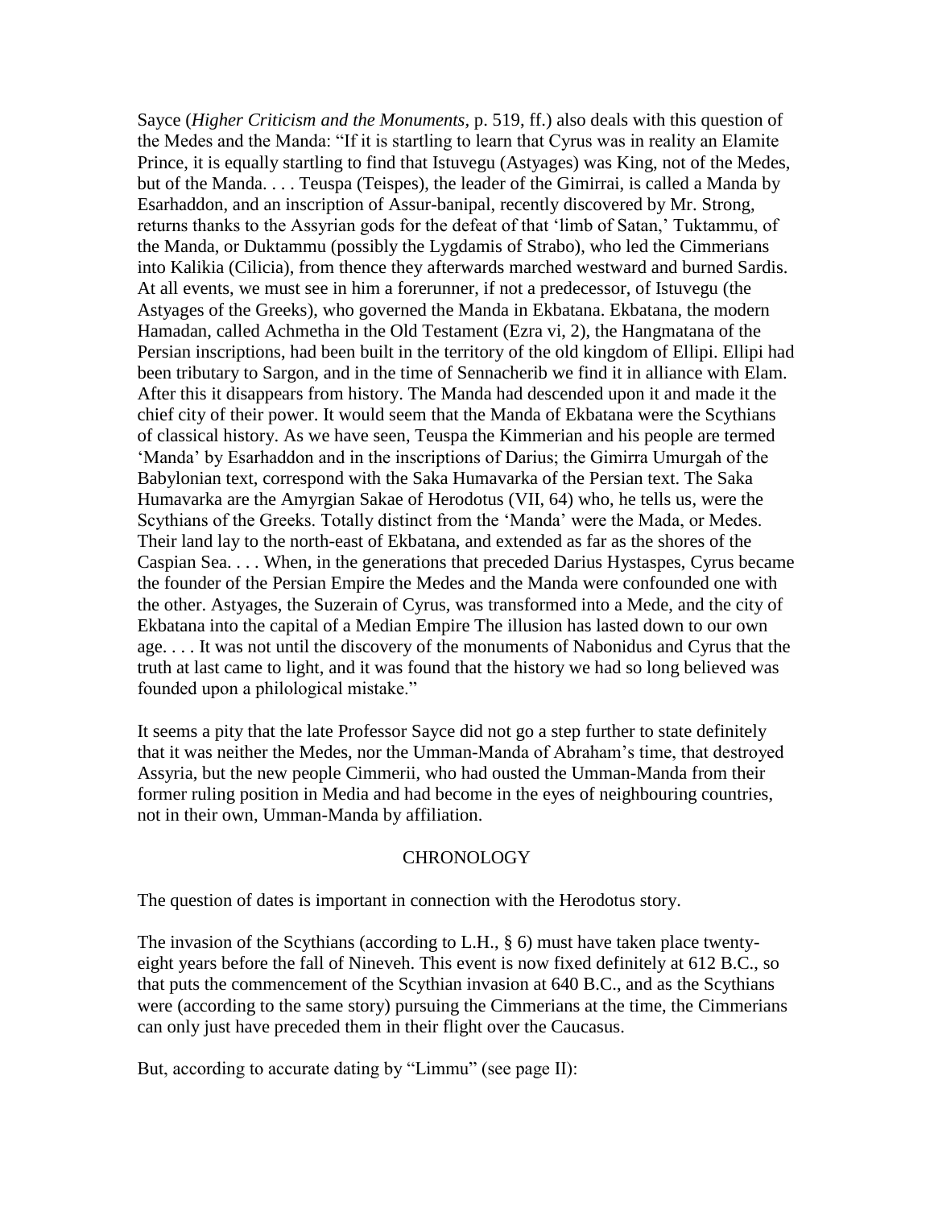Sayce (*Higher Criticism and the Monuments,* p. 519, ff.) also deals with this question of the Medes and the Manda: "If it is startling to learn that Cyrus was in reality an Elamite Prince, it is equally startling to find that Istuvegu (Astyages) was King, not of the Medes, but of the Manda. . . . Teuspa (Teispes), the leader of the Gimirrai, is called a Manda by Esarhaddon, and an inscription of Assur-banipal, recently discovered by Mr. Strong, returns thanks to the Assyrian gods for the defeat of that 'limb of Satan,' Tuktammu, of the Manda, or Duktammu (possibly the Lygdamis of Strabo), who led the Cimmerians into Kalikia (Cilicia), from thence they afterwards marched westward and burned Sardis. At all events, we must see in him a forerunner, if not a predecessor, of Istuvegu (the Astyages of the Greeks), who governed the Manda in Ekbatana. Ekbatana, the modern Hamadan, called Achmetha in the Old Testament (Ezra vi, 2), the Hangmatana of the Persian inscriptions, had been built in the territory of the old kingdom of Ellipi. Ellipi had been tributary to Sargon, and in the time of Sennacherib we find it in alliance with Elam. After this it disappears from history. The Manda had descended upon it and made it the chief city of their power. It would seem that the Manda of Ekbatana were the Scythians of classical history. As we have seen, Teuspa the Kimmerian and his people are termed 'Manda' by Esarhaddon and in the inscriptions of Darius; the Gimirra Umurgah of the Babylonian text, correspond with the Saka Humavarka of the Persian text. The Saka Humavarka are the Amyrgian Sakae of Herodotus (VII, 64) who, he tells us, were the Scythians of the Greeks. Totally distinct from the 'Manda' were the Mada, or Medes. Their land lay to the north-east of Ekbatana, and extended as far as the shores of the Caspian Sea. . . . When, in the generations that preceded Darius Hystaspes, Cyrus became the founder of the Persian Empire the Medes and the Manda were confounded one with the other. Astyages, the Suzerain of Cyrus, was transformed into a Mede, and the city of Ekbatana into the capital of a Median Empire The illusion has lasted down to our own age. . . . It was not until the discovery of the monuments of Nabonidus and Cyrus that the truth at last came to light, and it was found that the history we had so long believed was founded upon a philological mistake."

It seems a pity that the late Professor Sayce did not go a step further to state definitely that it was neither the Medes, nor the Umman-Manda of Abraham's time, that destroyed Assyria, but the new people Cimmerii, who had ousted the Umman-Manda from their former ruling position in Media and had become in the eyes of neighbouring countries, not in their own, Umman-Manda by affiliation.

## CHRONOLOGY

The question of dates is important in connection with the Herodotus story.

The invasion of the Scythians (according to L.H., § 6) must have taken place twenty-eight years before the fall of Nineveh. This event is now fixed definitely at 612 B.C., so that puts the commencement of the Scythian invasion at 640 B.C., and as the Scythians were (according to the same story) pursuing the Cimmerians at the time, the Cimmerians can only just have preceded them in their flight over the Caucasus.

But, according to accurate dating by "Limmu" (see page II):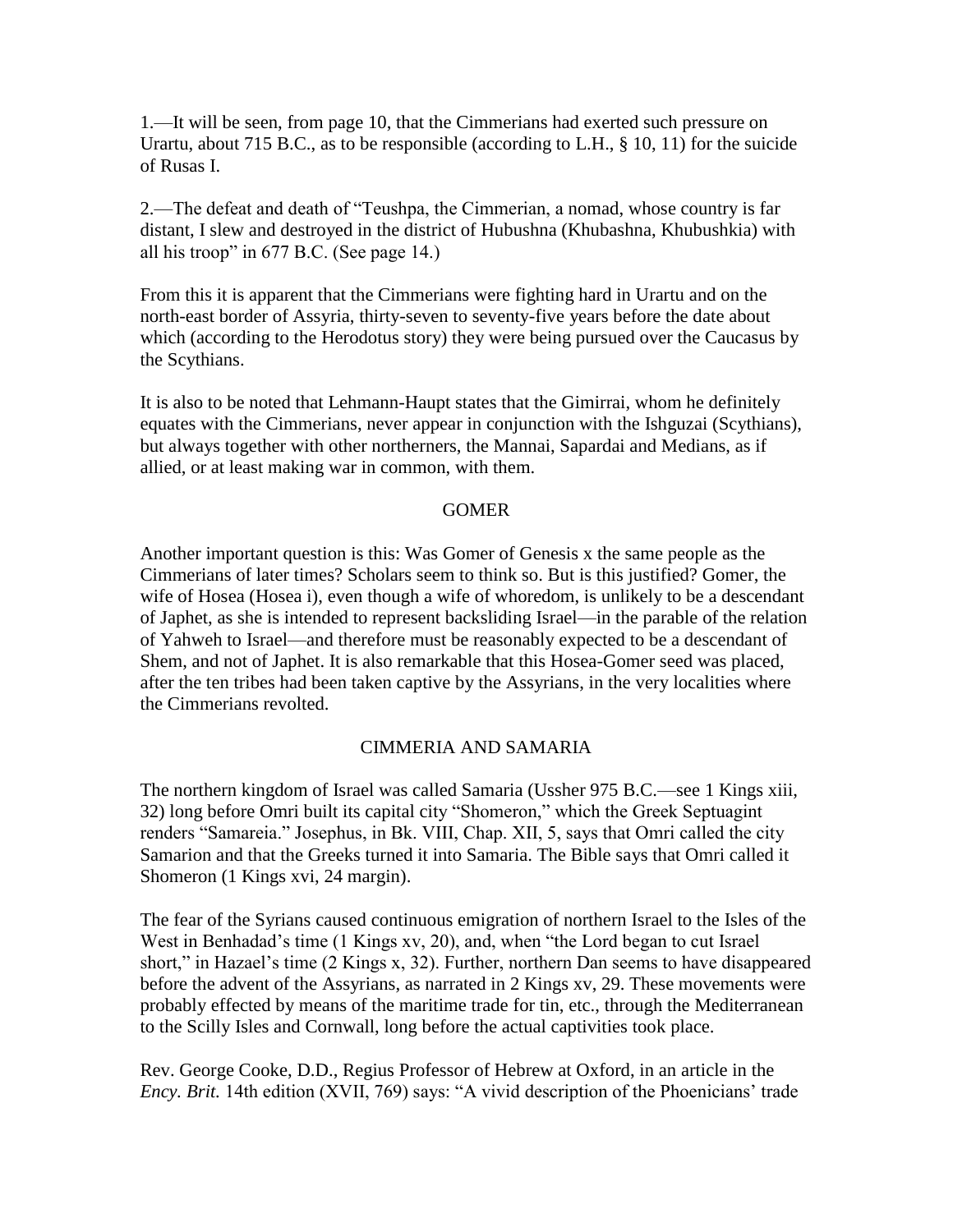1.—It will be seen, from page 10, that the Cimmerians had exerted such pressure on Urartu, about 715 B.C., as to be responsible (according to L.H., § 10, 11) for the suicide of Rusas I.

2.—The defeat and death of "Teushpa, the Cimmerian, a nomad, whose country is far distant, I slew and destroyed in the district of Hubushna (Khubashna, Khubushkia) with all his troop" in 677 B.C. (See page 14.)

From this it is apparent that the Cimmerians were fighting hard in Urartu and on the north-east border of Assyria, thirty-seven to seventy-five years before the date about which (according to the Herodotus story) they were being pursued over the Caucasus by the Scythians.

It is also to be noted that Lehmann-Haupt states that the Gimirrai, whom he definitely equates with the Cimmerians, never appear in conjunction with the Ishguzai (Scythians), but always together with other northerners, the Mannai, Sapardai and Medians, as if allied, or at least making war in common, with them.

## GOMER

Another important question is this: Was Gomer of Genesis x the same people as the Cimmerians of later times? Scholars seem to think so. But is this justified? Gomer, the wife of Hosea (Hosea i), even though a wife of whoredom, is unlikely to be a descendant of Japhet, as she is intended to represent backsliding Israel—in the parable of the relation of Yahweh to Israel—and therefore must be reasonably expected to be a descendant of Shem, and not of Japhet. It is also remarkable that this Hosea-Gomer seed was placed, after the ten tribes had been taken captive by the Assyrians, in the very localities where the Cimmerians revolted.

## CIMMERIA AND SAMARIA

The northern kingdom of Israel was called Samaria (Ussher 975 B.C.—see 1 Kings xiii, 32) long before Omri built its capital city "Shomeron," which the Greek Septuagint renders "Samareia." Josephus, in Bk. VIII, Chap. XII, 5, says that Omri called the city Samarion and that the Greeks turned it into Samaria. The Bible says that Omri called it Shomeron (1 Kings xvi, 24 margin).

The fear of the Syrians caused continuous emigration of northern Israel to the Isles of the West in Benhadad's time (1 Kings xv, 20), and, when "the Lord began to cut Israel short," in Hazael's time (2 Kings x, 32). Further, northern Dan seems to have disappeared before the advent of the Assyrians, as narrated in 2 Kings xv, 29. These movements were probably effected by means of the maritime trade for tin, etc., through the Mediterranean to the Scilly Isles and Cornwall, long before the actual captivities took place.

Rev. George Cooke, D.D., Regius Professor of Hebrew at Oxford, in an article in the *Ency. Brit.* 14th edition (XVII, 769) says: "A vivid description of the Phoenicians' trade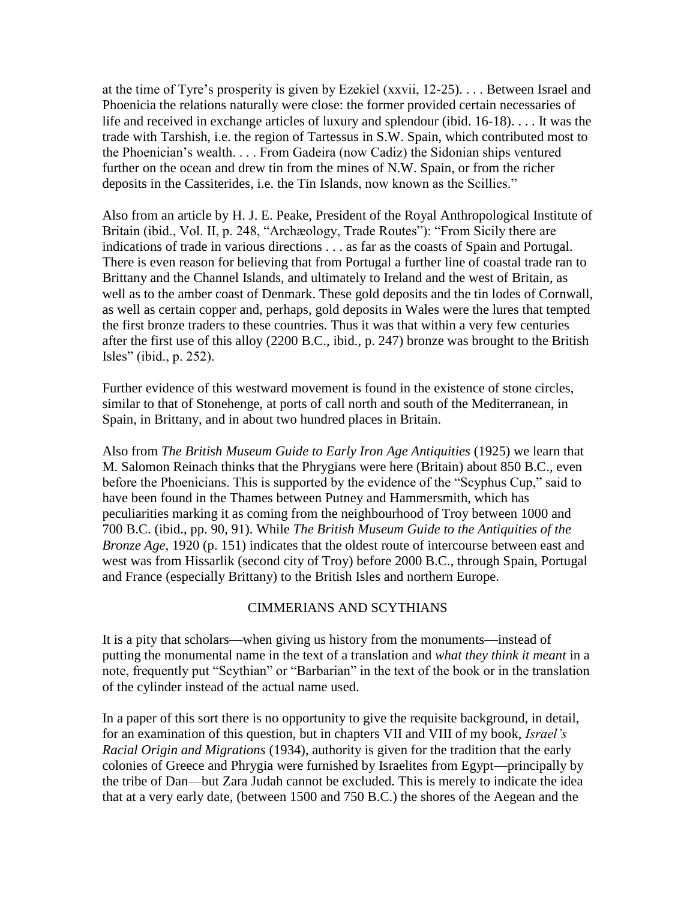at the time of Tyre's prosperity is given by Ezekiel (xxvii, 12-25). . . . Between Israel and Phoenicia the relations naturally were close: the former provided certain necessaries of life and received in exchange articles of luxury and splendour (ibid. 16-18). . . . It was the trade with Tarshish, i.e. the region of Tartessus in S.W. Spain, which contributed most to the Phoenician's wealth. . . . From Gadeira (now Cadiz) the Sidonian ships ventured further on the ocean and drew tin from the mines of N.W. Spain, or from the richer deposits in the Cassiterides, i.e. the Tin Islands, now known as the Scillies."

Also from an article by H. J. E. Peake, President of the Royal Anthropological Institute of Britain (ibid., Vol. II, p. 248, "Archæology, Trade Routes"): "From Sicily there are indications of trade in various directions . . . as far as the coasts of Spain and Portugal. There is even reason for believing that from Portugal a further line of coastal trade ran to Brittany and the Channel Islands, and ultimately to Ireland and the west of Britain, as well as to the amber coast of Denmark. These gold deposits and the tin lodes of Cornwall, as well as certain copper and, perhaps, gold deposits in Wales were the lures that tempted the first bronze traders to these countries. Thus it was that within a very few centuries after the first use of this alloy (2200 B.C., ibid., p. 247) bronze was brought to the British Isles" (ibid., p. 252).

Further evidence of this westward movement is found in the existence of stone circles, similar to that of Stonehenge, at ports of call north and south of the Mediterranean, in Spain, in Brittany, and in about two hundred places in Britain.

Also from *The British Museum Guide to Early Iron Age Antiquities* (1925) we learn that M. Salomon Reinach thinks that the Phrygians were here (Britain) about 850 B.C., even before the Phoenicians. This is supported by the evidence of the "Scyphus Cup," said to have been found in the Thames between Putney and Hammersmith, which has peculiarities marking it as coming from the neighbourhood of Troy between 1000 and 700 B.C. (ibid., pp. 90, 91). While *The British Museum Guide to the Antiquities of the Bronze Age*, 1920 (p. 151) indicates that the oldest route of intercourse between east and west was from Hissarlik (second city of Troy) before 2000 B.C., through Spain, Portugal and France (especially Brittany) to the British Isles and northern Europe.

## CIMMERIANS AND SCYTHIANS

It is a pity that scholars—when giving us history from the monuments—instead of putting the monumental name in the text of a translation and *what they think it meant* in a note, frequently put "Scythian" or "Barbarian" in the text of the book or in the translation of the cylinder instead of the actual name used.

In a paper of this sort there is no opportunity to give the requisite background, in detail, for an examination of this question, but in chapters VII and VIII of my book, *Israel's Racial Origin and Migrations* (1934), authority is given for the tradition that the early colonies of Greece and Phrygia were furnished by Israelites from Egypt—principally by the tribe of Dan—but Zara Judah cannot be excluded. This is merely to indicate the idea that at a very early date, (between 1500 and 750 B.C.) the shores of the Aegean and the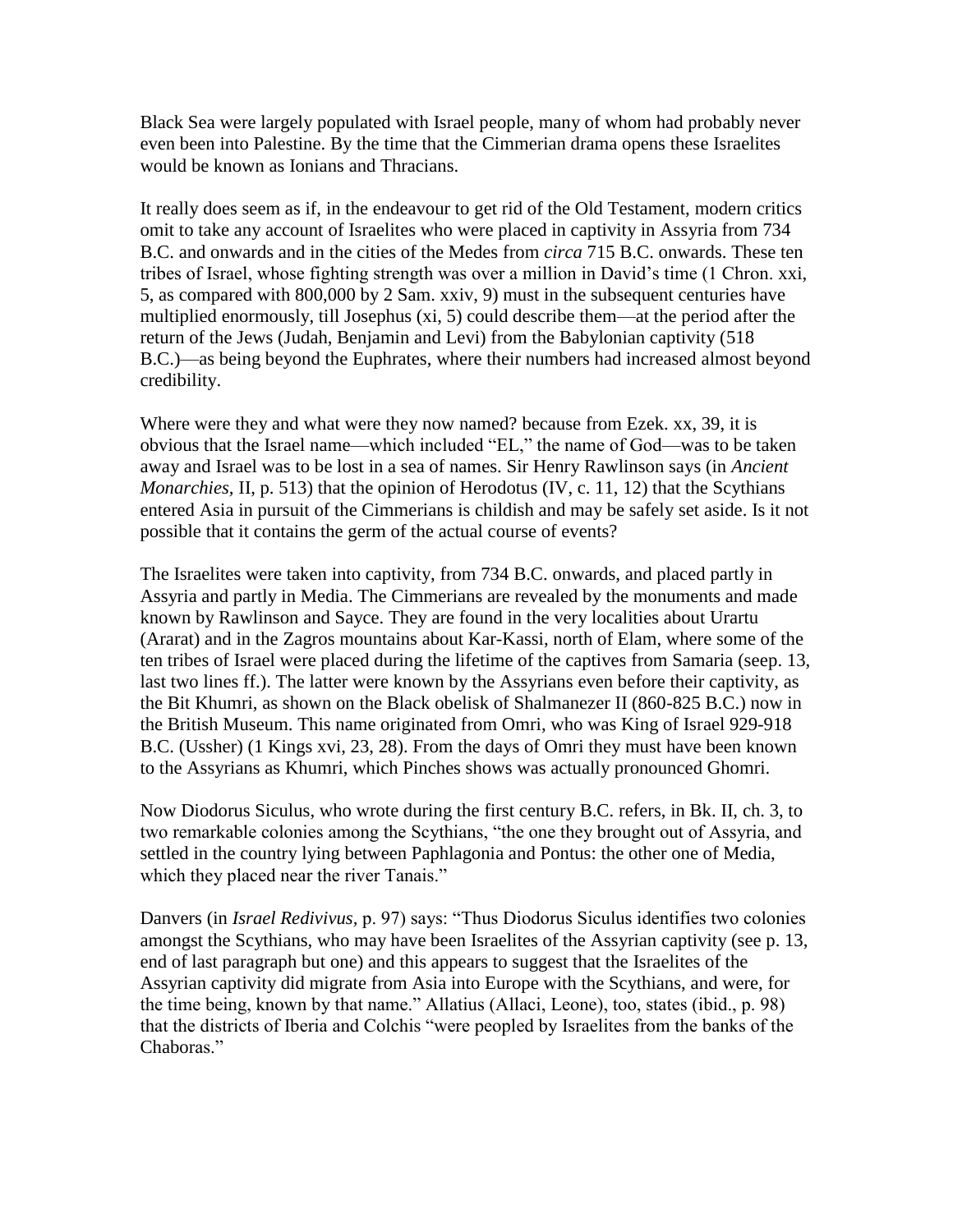Black Sea were largely populated with Israel people, many of whom had probably never even been into Palestine. By the time that the Cimmerian drama opens these Israelites would be known as Ionians and Thracians.

It really does seem as if, in the endeavour to get rid of the Old Testament, modern critics omit to take any account of Israelites who were placed in captivity in Assyria from 734 B.C. and onwards and in the cities of the Medes from *circa* 715 B.C. onwards. These ten tribes of Israel, whose fighting strength was over a million in David's time (1 Chron. xxi, 5, as compared with 800,000 by 2 Sam. xxiv, 9) must in the subsequent centuries have multiplied enormously, till Josephus (xi, 5) could describe them—at the period after the return of the Jews (Judah, Benjamin and Levi) from the Babylonian captivity (518 B.C.)—as being beyond the Euphrates, where their numbers had increased almost beyond credibility.

Where were they and what were they now named? because from Ezek. xx, 39, it is obvious that the Israel name—which included "EL," the name of God—was to be taken away and Israel was to be lost in a sea of names. Sir Henry Rawlinson says (in *Ancient Monarchies*, II, p. 513) that the opinion of Herodotus (IV, c. 11, 12) that the Scythians entered Asia in pursuit of the Cimmerians is childish and may be safely set aside. Is it not possible that it contains the germ of the actual course of events?

The Israelites were taken into captivity, from 734 B.C. onwards, and placed partly in Assyria and partly in Media. The Cimmerians are revealed by the monuments and made known by Rawlinson and Sayce. They are found in the very localities about Urartu (Ararat) and in the Zagros mountains about Kar-Kassi, north of Elam, where some of the ten tribes of Israel were placed during the lifetime of the captives from Samaria (seep. 13, last two lines ff.). The latter were known by the Assyrians even before their captivity, as the Bit Khumri, as shown on the Black obelisk of Shalmanezer II (860-825 B.C.) now in the British Museum. This name originated from Omri, who was King of Israel 929-918 B.C. (Ussher) (1 Kings xvi, 23, 28). From the days of Omri they must have been known to the Assyrians as Khumri, which Pinches shows was actually pronounced Ghomri.

Now Diodorus Siculus, who wrote during the first century B.C. refers, in Bk. II, ch. 3, to two remarkable colonies among the Scythians, "the one they brought out of Assyria, and settled in the country lying between Paphlagonia and Pontus: the other one of Media, which they placed near the river Tanais."

Danvers (in *Israel Redivivus*, p. 97) says: "Thus Diodorus Siculus identifies two colonies amongst the Scythians, who may have been Israelites of the Assyrian captivity (see p. 13, end of last paragraph but one) and this appears to suggest that the Israelites of the Assyrian captivity did migrate from Asia into Europe with the Scythians, and were, for the time being, known by that name." Allatius (Allaci, Leone), too, states (ibid., p. 98) that the districts of Iberia and Colchis "were peopled by Israelites from the banks of the Chaboras."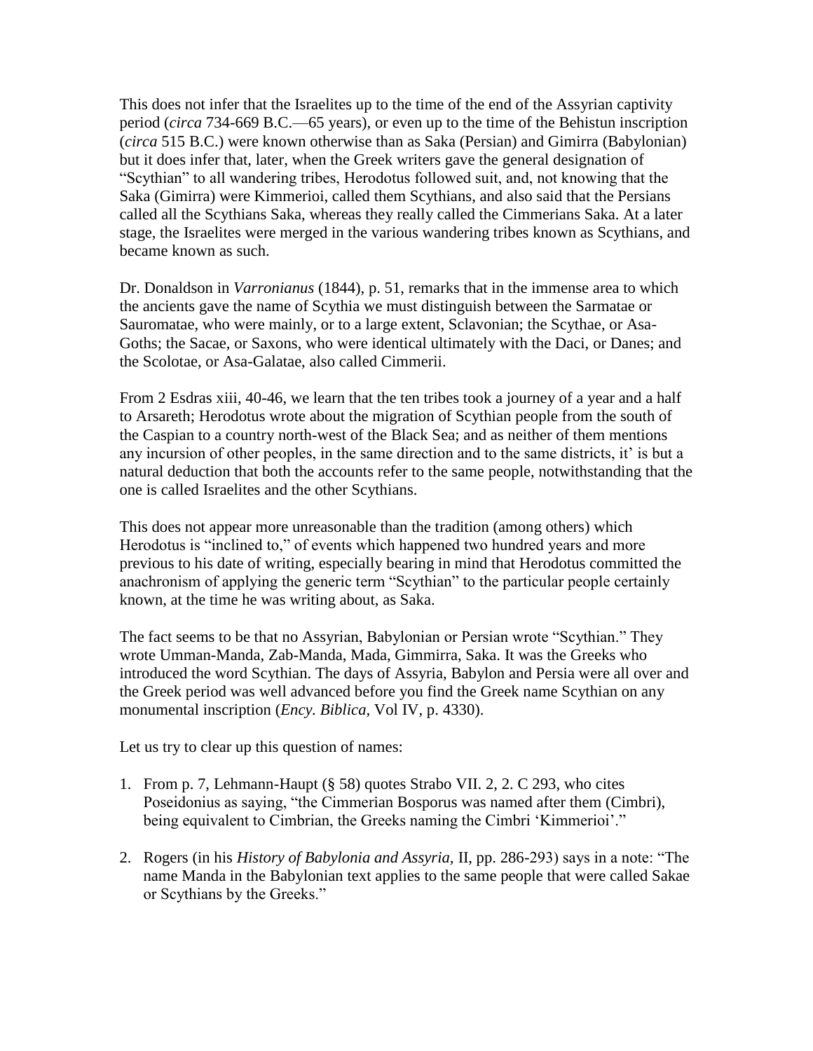This does not infer that the Israelites up to the time of the end of the Assyrian captivity period (*circa* 734-669 B.C.—65 years), or even up to the time of the Behistun inscription (*circa* 515 B.C.) were known otherwise than as Saka (Persian) and Gimirra (Babylonian) but it does infer that, later, when the Greek writers gave the general designation of "Scythian" to all wandering tribes, Herodotus followed suit, and, not knowing that the Saka (Gimirra) were Kimmerioi, called them Scythians, and also said that the Persians called all the Scythians Saka, whereas they really called the Cimmerians Saka. At a later stage, the Israelites were merged in the various wandering tribes known as Scythians, and became known as such.

Dr. Donaldson in *Varronianus* (1844), p. 51, remarks that in the immense area to which the ancients gave the name of Scythia we must distinguish between the Sarmatae or Sauromatae, who were mainly, or to a large extent, Sclavonian; the Scythae, or Asa-Goths; the Sacae, or Saxons, who were identical ultimately with the Daci, or Danes; and the Scolotae, or Asa-Galatae, also called Cimmerii.

From 2 Esdras xiii, 40-46, we learn that the ten tribes took a journey of a year and a half to Arsareth; Herodotus wrote about the migration of Scythian people from the south of the Caspian to a country north-west of the Black Sea; and as neither of them mentions any incursion of other peoples, in the same direction and to the same districts, it' is but a natural deduction that both the accounts refer to the same people, notwithstanding that the one is called Israelites and the other Scythians.

This does not appear more unreasonable than the tradition (among others) which Herodotus is "inclined to," of events which happened two hundred years and more previous to his date of writing, especially bearing in mind that Herodotus committed the anachronism of applying the generic term "Scythian" to the particular people certainly known, at the time he was writing about, as Saka.

The fact seems to be that no Assyrian, Babylonian or Persian wrote "Scythian." They wrote Umman-Manda, Zab-Manda, Mada, Gimmirra, Saka. It was the Greeks who introduced the word Scythian. The days of Assyria, Babylon and Persia were all over and the Greek period was well advanced before you find the Greek name Scythian on any monumental inscription (*Ency. Biblica*, Vol IV, p. 4330).

Let us try to clear up this question of names:

1. From p. 7, Lehmann-Haupt (§ 58) quotes Strabo VII. 2, 2. C 293, who cites Poseidonius as saying, "the Cimmerian Bosporus was named after them (Cimbri), being equivalent to Cimbrian, the Greeks naming the Cimbri 'Kimmerioi'."

2. Rogers (in his *History of Babylonia and Assyria*, II, pp. 286-293) says in a note: "The name Manda in the Babylonian text applies to the same people that were called Sakae or Scythians by the Greeks."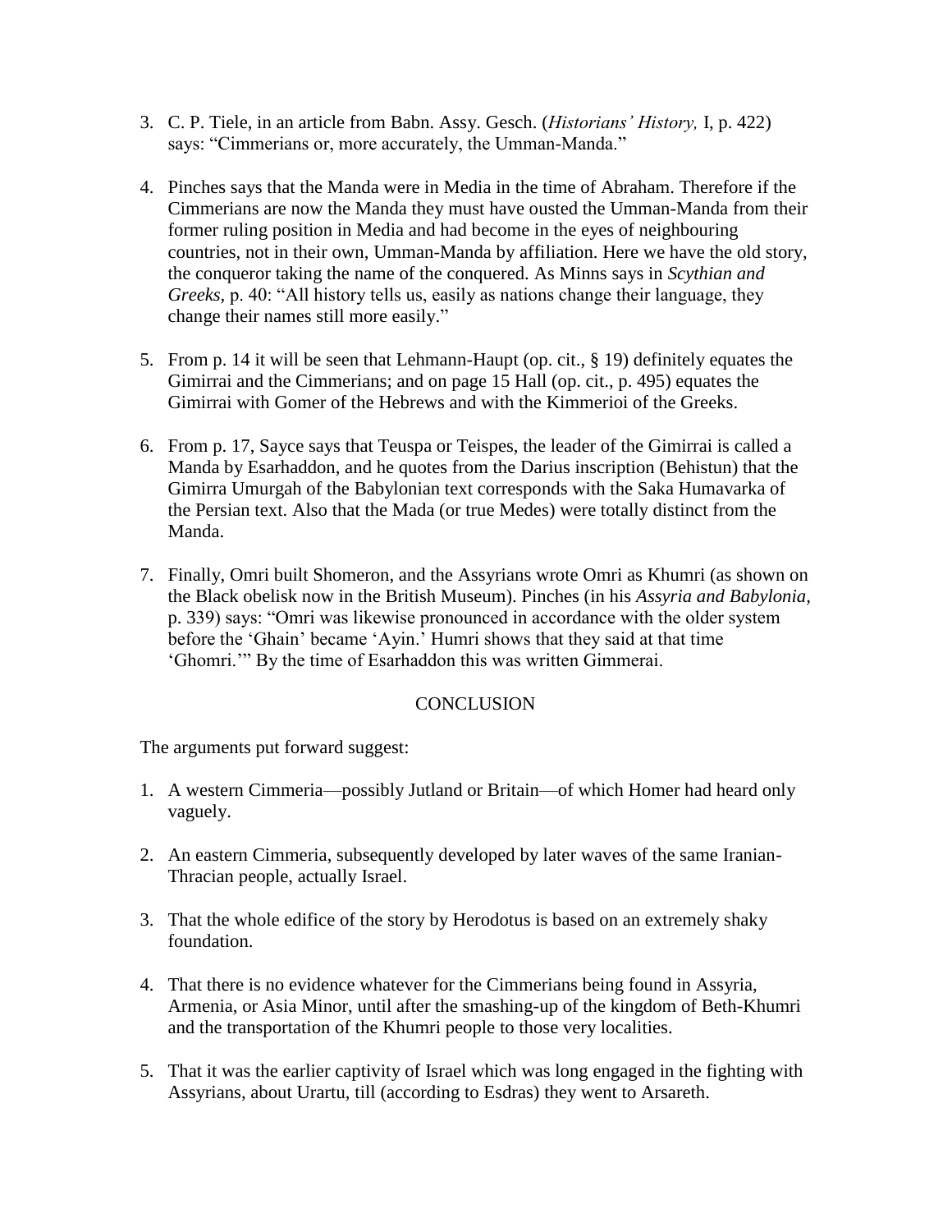3. C. P. Tiele, in an article from Babn. Assy. Gesch. (*Historians' History,* I, p. 422) says: "Cimmerians or, more accurately, the Umman-Manda."

4. Pinches says that the Manda were in Media in the time of Abraham. Therefore if the Cimmerians are now the Manda they must have ousted the Umman-Manda from their former ruling position in Media and had become in the eyes of neighbouring countries, not in their own, Umman-Manda by affiliation. Here we have the old story, the conqueror taking the name of the conquered. As Minns says in *Scythian and Greeks,* p. 40: "All history tells us, easily as nations change their language, they change their names still more easily."

5. From p. 14 it will be seen that Lehmann-Haupt (op. cit., § 19) definitely equates the Gimirrai and the Cimmerians; and on page 15 Hall (op. cit., p. 495) equates the Gimirrai with Gomer of the Hebrews and with the Kimmerioi of the Greeks.

6. From p. 17, Sayce says that Teuspa or Teispes, the leader of the Gimirrai is called a Manda by Esarhaddon, and he quotes from the Darius inscription (Behistun) that the Gimirra Umurgah of the Babylonian text corresponds with the Saka Humavarka of the Persian text. Also that the Mada (or true Medes) were totally distinct from the Manda.

7. Finally, Omri built Shomeron, and the Assyrians wrote Omri as Khumri (as shown on the Black obelisk now in the British Museum). Pinches (in his *Assyria and Babylonia,* p. 339) says: "Omri was likewise pronounced in accordance with the older system before the 'Ghain' became 'Ayin.' Humri shows that they said at that time 'Ghomri.'" By the time of Esarhaddon this was written Gimmerai.

## CONCLUSION

The arguments put forward suggest:

1. A western Cimmeria—possibly Jutland or Britain—of which Homer had heard only vaguely.

2. An eastern Cimmeria, subsequently developed by later waves of the same Iranian-Thracian people, actually Israel.

3. That the whole edifice of the story by Herodotus is based on an extremely shaky foundation.

4. That there is no evidence whatever for the Cimmerians being found in Assyria, Armenia, or Asia Minor, until after the smashing-up of the kingdom of Beth-Khumri and the transportation of the Khumri people to those very localities.

5. That it was the earlier captivity of Israel which was long engaged in the fighting with Assyrians, about Urartu, till (according to Esdras) they went to Arsareth.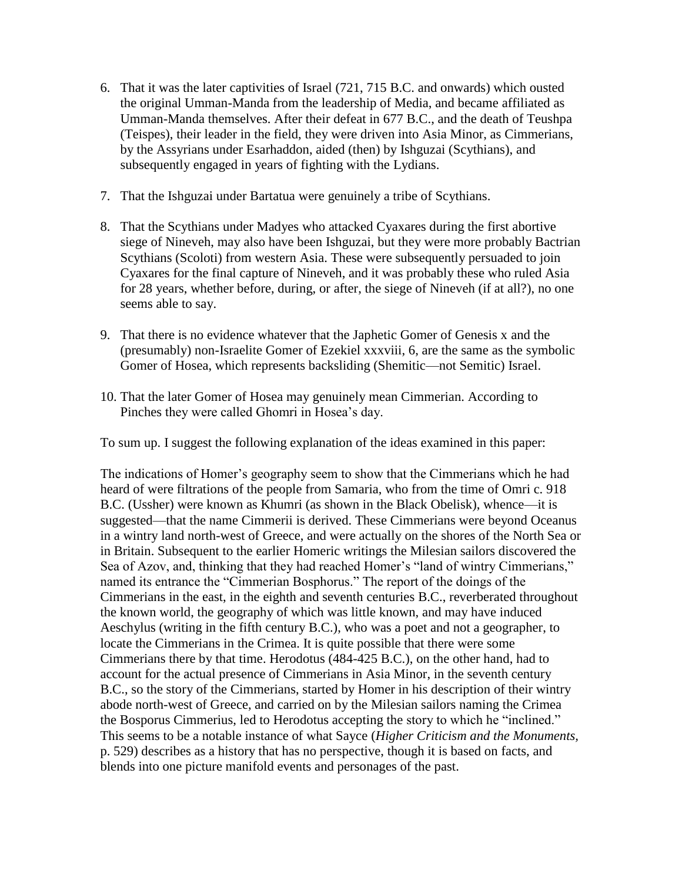6. That it was the later captivities of Israel (721, 715 B.C. and onwards) which ousted the original Umman-Manda from the leadership of Media, and became affiliated as Umman-Manda themselves. After their defeat in 677 B.C., and the death of Teushpa (Teispes), their leader in the field, they were driven into Asia Minor, as Cimmerians, by the Assyrians under Esarhaddon, aided (then) by Ishguzai (Scythians), and subsequently engaged in years of fighting with the Lydians.

7. That the Ishguzai under Bartatua were genuinely a tribe of Scythians.

8. That the Scythians under Madyes who attacked Cyaxares during the first abortive siege of Nineveh, may also have been Ishguzai, but they were more probably Bactrian Scythians (Scoloti) from western Asia. These were subsequently persuaded to join Cyaxares for the final capture of Nineveh, and it was probably these who ruled Asia for 28 years, whether before, during, or after, the siege of Nineveh (if at all?), no one seems able to say.

9. That there is no evidence whatever that the Japhetic Gomer of Genesis x and the (presumably) non-Israelite Gomer of Ezekiel xxxviii, 6, are the same as the symbolic Gomer of Hosea, which represents backsliding (Shemitic—not Semitic) Israel.

10. That the later Gomer of Hosea may genuinely mean Cimmerian. According to Pinches they were called Ghomri in Hosea's day.

To sum up. I suggest the following explanation of the ideas examined in this paper:

The indications of Homer's geography seem to show that the Cimmerians which he had heard of were filtrations of the people from Samaria, who from the time of Omri c. 918 B.C. (Ussher) were known as Khumri (as shown in the Black Obelisk), whence—it is suggested—that the name Cimmerii is derived. These Cimmerians were beyond Oceanus in a wintry land north-west of Greece, and were actually on the shores of the North Sea or in Britain. Subsequent to the earlier Homeric writings the Milesian sailors discovered the Sea of Azov, and, thinking that they had reached Homer's "land of wintry Cimmerians," named its entrance the "Cimmerian Bosphorus." The report of the doings of the Cimmerians in the east, in the eighth and seventh centuries B.C., reverberated throughout the known world, the geography of which was little known, and may have induced Aeschylus (writing in the fifth century B.C.), who was a poet and not a geographer, to locate the Cimmerians in the Crimea. It is quite possible that there were some Cimmerians there by that time. Herodotus (484-425 B.C.), on the other hand, had to account for the actual presence of Cimmerians in Asia Minor, in the seventh century B.C., so the story of the Cimmerians, started by Homer in his description of their wintry abode north-west of Greece, and carried on by the Milesian sailors naming the Crimea the Bosporus Cimmerius, led to Herodotus accepting the story to which he "inclined." This seems to be a notable instance of what Sayce (*Higher Criticism and the Monuments*, p. 529) describes as a history that has no perspective, though it is based on facts, and blends into one picture manifold events and personages of the past.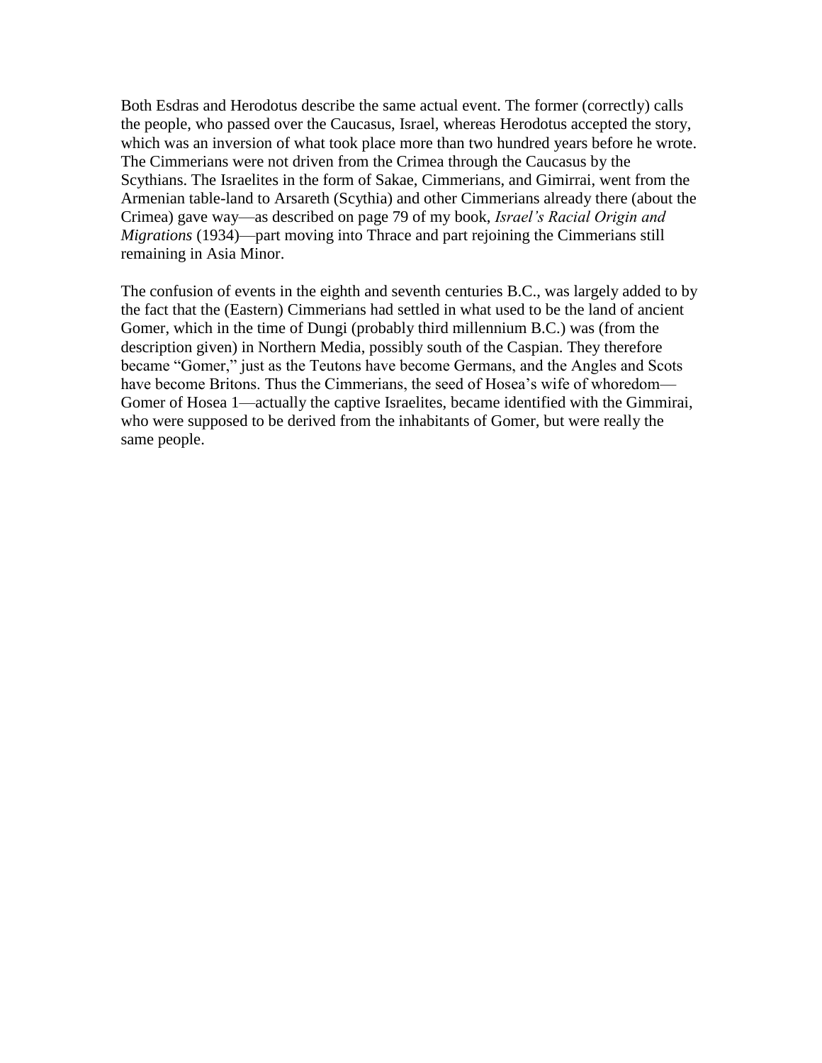Both Esdras and Herodotus describe the same actual event. The former (correctly) calls the people, who passed over the Caucasus, Israel, whereas Herodotus accepted the story, which was an inversion of what took place more than two hundred years before he wrote. The Cimmerians were not driven from the Crimea through the Caucasus by the Scythians. The Israelites in the form of Sakae, Cimmerians, and Gimirrai, went from the Armenian table-land to Arsareth (Scythia) and other Cimmerians already there (about the Crimea) gave way—as described on page 79 of my book, *Israel's Racial Origin and Migrations* (1934)—part moving into Thrace and part rejoining the Cimmerians still remaining in Asia Minor.

The confusion of events in the eighth and seventh centuries B.C., was largely added to by the fact that the (Eastern) Cimmerians had settled in what used to be the land of ancient Gomer, which in the time of Dungi (probably third millennium B.C.) was (from the description given) in Northern Media, possibly south of the Caspian. They therefore became "Gomer," just as the Teutons have become Germans, and the Angles and Scots have become Britons. Thus the Cimmerians, the seed of Hosea's wife of whoredom—Gomer of Hosea 1—actually the captive Israelites, became identified with the Gimmirai, who were supposed to be derived from the inhabitants of Gomer, but were really the same people.